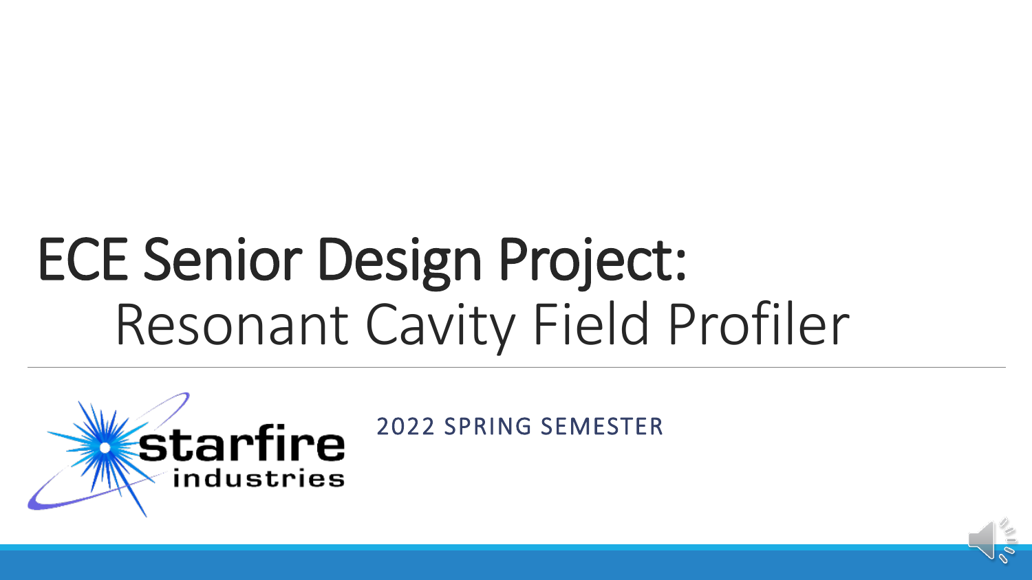# ECE Senior Design Project:
## Resonant Cavity Field Profiler

2022 SPRING SEMESTER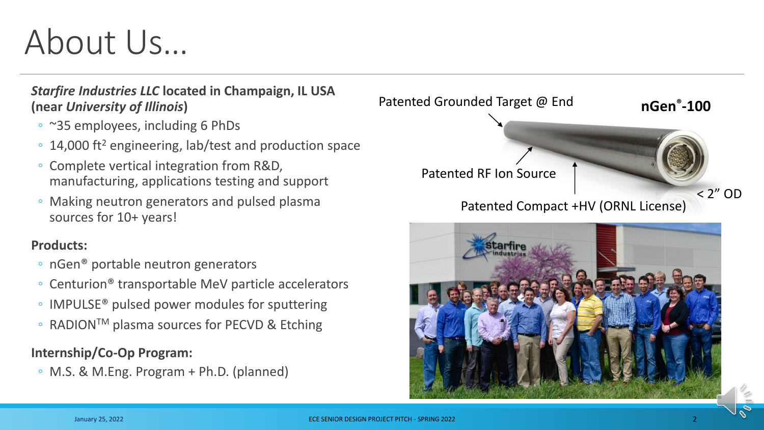# About Us…

***Starfire Industries LLC*** **located in Champaign, IL USA (near *University of Illinois*)**

- ~35 employees, including 6 PhDs
- 14,000 ft$^2$ engineering, lab/test and production space
- Complete vertical integration from R&D, manufacturing, applications testing and support
- Making neutron generators and pulsed plasma sources for 10+ years!

**Products:**

- nGen® portable neutron generators
- Centurion® transportable MeV particle accelerators
- IMPULSE® pulsed power modules for sputtering
- RADION™ plasma sources for PECVD & Etching

**Internship/Co-Op Program:**

- M.S. & M.Eng. Program + Ph.D. (planned)

**nGen®-100**

Patented Grounded Target @ End

Patented RF Ion Source

Patented Compact +HV (ORNL License)

< 2" OD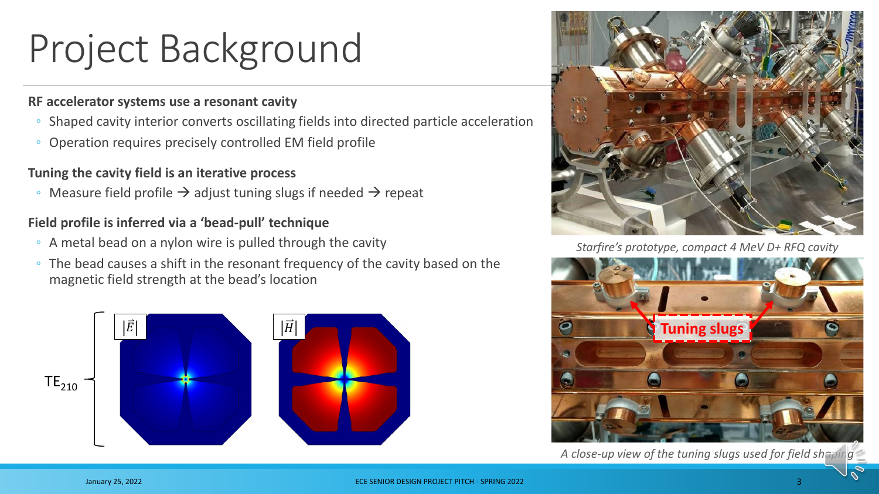# Project Background

**RF accelerator systems use a resonant cavity**

- Shaped cavity interior converts oscillating fields into directed particle acceleration
- Operation requires precisely controlled EM field profile

**Tuning the cavity field is an iterative process**

- Measure field profile → adjust tuning slugs if needed → repeat

**Field profile is inferred via a 'bead-pull' technique**

- A metal bead on a nylon wire is pulled through the cavity
- The bead causes a shift in the resonant frequency of the cavity based on the magnetic field strength at the bead's location

$TE_{210}$ — $|\vec{E}|$, $|\vec{H}|$

*Starfire's prototype, compact 4 MeV D+ RFQ cavity*

Tuning slugs

*A close-up view of the tuning slugs used for field shaping*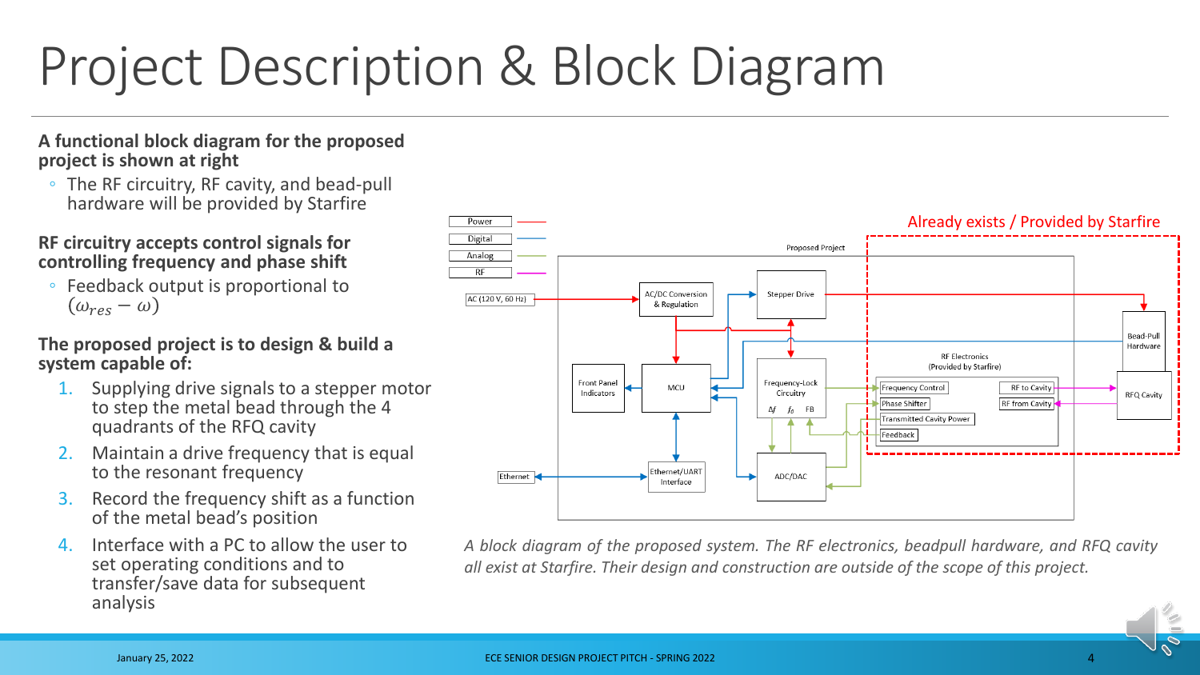# Project Description & Block Diagram

**A functional block diagram for the proposed project is shown at right**

- The RF circuitry, RF cavity, and bead-pull hardware will be provided by Starfire

**RF circuitry accepts control signals for controlling frequency and phase shift**

- Feedback output is proportional to $(\omega_{res} - \omega)$

**The proposed project is to design & build a system capable of:**

1. Supplying drive signals to a stepper motor to step the metal bead through the 4 quadrants of the RFQ cavity
2. Maintain a drive frequency that is equal to the resonant frequency
3. Record the frequency shift as a function of the metal bead's position
4. Interface with a PC to allow the user to set operating conditions and to transfer/save data for subsequent analysis

Power
Digital
Analog
RF
Already exists / Provided by Starfire
Proposed Project
AC (120 V, 60 Hz)
AC/DC Conversion & Regulation
Stepper Drive
Bead-Pull Hardware
RF Electronics (Provided by Starfire)
Front Panel Indicators
MCU
Frequency-Lock Circuitry
$\Delta f$ $f_0$ FB
Frequency Control
Phase Shifter
Transmitted Cavity Power
Feedback
RF to Cavity
RF from Cavity
RFQ Cavity
Ethernet
Ethernet/UART Interface
ADC/DAC

*A block diagram of the proposed system. The RF electronics, beadpull hardware, and RFQ cavity all exist at Starfire. Their design and construction are outside of the scope of this project.*